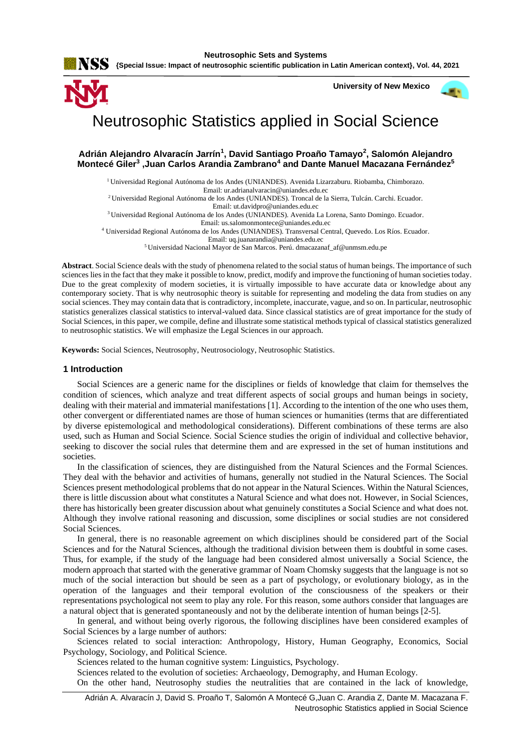# Neutrosophic Statistics applied in Social Science

**Adrián Alejandro Alvaracín Jarrín[1], David Santiago Proaño Tamayo[2], Salomón Alejandro Montecé Giler[3] ,Juan Carlos Arandia Zambrano[4] and Dante Manuel Macazana Fernández[5]**

[1] Universidad Regional Autónoma de los Andes (UNIANDES). Avenida Lizarzaburu. Riobamba, Chimborazo. Email: ur.adrianalvaracin@uniandes.edu.ec

[2] Universidad Regional Autónoma de los Andes (UNIANDES). Troncal de la Sierra, Tulcán. Carchi. Ecuador. Email: ut.davidpro@uniandes.edu.ec

[3] Universidad Regional Autónoma de los Andes (UNIANDES). Avenida La Lorena, Santo Domingo. Ecuador. Email: us.salomonmontece@uniandes.edu.ec

[4] Universidad Regional Autónoma de los Andes (UNIANDES). Transversal Central, Quevedo. Los Ríos. Ecuador. Email: uq.juanarandia@uniandes.edu.ec

[5] Universidad Nacional Mayor de San Marcos. Perú. dmacazanaf_af@unmsm.edu.pe

**Abstract**. Social Science deals with the study of phenomena related to the social status of human beings. The importance of such sciences lies in the fact that they make it possible to know, predict, modify and improve the functioning of human societies today. Due to the great complexity of modern societies, it is virtually impossible to have accurate data or knowledge about any contemporary society. That is why neutrosophic theory is suitable for representing and modeling the data from studies on any social sciences. They may contain data that is contradictory, incomplete, inaccurate, vague, and so on. In particular, neutrosophic statistics generalizes classical statistics to interval-valued data. Since classical statistics are of great importance for the study of Social Sciences, in this paper, we compile, define and illustrate some statistical methods typical of classical statistics generalized to neutrosophic statistics. We will emphasize the Legal Sciences in our approach.

**Keywords:** Social Sciences, Neutrosophy, Neutrosociology, Neutrosophic Statistics.

## 1 Introduction

Social Sciences are a generic name for the disciplines or fields of knowledge that claim for themselves the condition of sciences, which analyze and treat different aspects of social groups and human beings in society, dealing with their material and immaterial manifestations [1]. According to the intention of the one who uses them, other convergent or differentiated names are those of human sciences or humanities (terms that are differentiated by diverse epistemological and methodological considerations). Different combinations of these terms are also used, such as Human and Social Science. Social Science studies the origin of individual and collective behavior, seeking to discover the social rules that determine them and are expressed in the set of human institutions and societies.

In the classification of sciences, they are distinguished from the Natural Sciences and the Formal Sciences. They deal with the behavior and activities of humans, generally not studied in the Natural Sciences. The Social Sciences present methodological problems that do not appear in the Natural Sciences. Within the Natural Sciences, there is little discussion about what constitutes a Natural Science and what does not. However, in Social Sciences, there has historically been greater discussion about what genuinely constitutes a Social Science and what does not. Although they involve rational reasoning and discussion, some disciplines or social studies are not considered Social Sciences.

In general, there is no reasonable agreement on which disciplines should be considered part of the Social Sciences and for the Natural Sciences, although the traditional division between them is doubtful in some cases. Thus, for example, if the study of the language had been considered almost universally a Social Science, the modern approach that started with the generative grammar of Noam Chomsky suggests that the language is not so much of the social interaction but should be seen as a part of psychology, or evolutionary biology, as in the operation of the languages and their temporal evolution of the consciousness of the speakers or their representations psychological not seem to play any role. For this reason, some authors consider that languages are a natural object that is generated spontaneously and not by the deliberate intention of human beings [2-5].

In general, and without being overly rigorous, the following disciplines have been considered examples of Social Sciences by a large number of authors:

Sciences related to social interaction: Anthropology, History, Human Geography, Economics, Social Psychology, Sociology, and Political Science.

Sciences related to the human cognitive system: Linguistics, Psychology.

Sciences related to the evolution of societies: Archaeology, Demography, and Human Ecology.

On the other hand, Neutrosophy studies the neutralities that are contained in the lack of knowledge,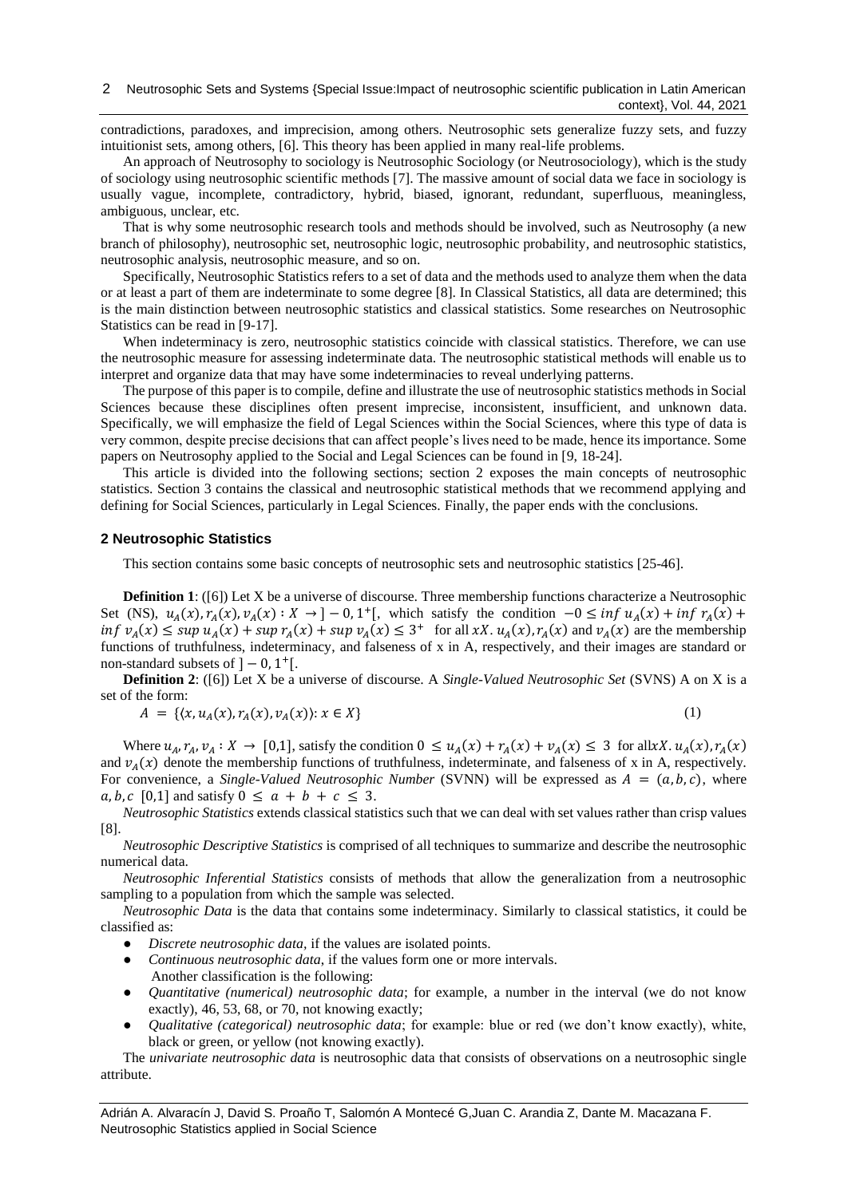contradictions, paradoxes, and imprecision, among others. Neutrosophic sets generalize fuzzy sets, and fuzzy intuitionist sets, among others, [6]. This theory has been applied in many real-life problems.

An approach of Neutrosophy to sociology is Neutrosophic Sociology (or Neutrosociology), which is the study of sociology using neutrosophic scientific methods [7]. The massive amount of social data we face in sociology is usually vague, incomplete, contradictory, hybrid, biased, ignorant, redundant, superfluous, meaningless, ambiguous, unclear, etc.

That is why some neutrosophic research tools and methods should be involved, such as Neutrosophy (a new branch of philosophy), neutrosophic set, neutrosophic logic, neutrosophic probability, and neutrosophic statistics, neutrosophic analysis, neutrosophic measure, and so on.

Specifically, Neutrosophic Statistics refers to a set of data and the methods used to analyze them when the data or at least a part of them are indeterminate to some degree [8]. In Classical Statistics, all data are determined; this is the main distinction between neutrosophic statistics and classical statistics. Some researches on Neutrosophic Statistics can be read in [9-17].

When indeterminacy is zero, neutrosophic statistics coincide with classical statistics. Therefore, we can use the neutrosophic measure for assessing indeterminate data. The neutrosophic statistical methods will enable us to interpret and organize data that may have some indeterminacies to reveal underlying patterns.

The purpose of this paper is to compile, define and illustrate the use of neutrosophic statistics methods in Social Sciences because these disciplines often present imprecise, inconsistent, insufficient, and unknown data. Specifically, we will emphasize the field of Legal Sciences within the Social Sciences, where this type of data is very common, despite precise decisions that can affect people's lives need to be made, hence its importance. Some papers on Neutrosophy applied to the Social and Legal Sciences can be found in [9, 18-24].

This article is divided into the following sections; section 2 exposes the main concepts of neutrosophic statistics. Section 3 contains the classical and neutrosophic statistical methods that we recommend applying and defining for Social Sciences, particularly in Legal Sciences. Finally, the paper ends with the conclusions.

## 2 Neutrosophic Statistics

This section contains some basic concepts of neutrosophic sets and neutrosophic statistics [25-46].

**Definition 1**: ([6]) Let X be a universe of discourse. Three membership functions characterize a Neutrosophic Set (NS), $u_A(x), r_A(x), v_A(x) : X \rightarrow ]-0, 1^+[$, which satisfy the condition $-0 \leq \inf u_A(x) + \inf r_A(x) + \inf v_A(x) \leq \sup u_A(x) + \sup r_A(x) + \sup v_A(x) \leq 3^+$ for all $x X$. $u_A(x), r_A(x)$ and $v_A(x)$ are the membership functions of truthfulness, indeterminacy, and falseness of x in A, respectively, and their images are standard or non-standard subsets of $]-0, 1^+[$.

**Definition 2**: ([6]) Let X be a universe of discourse. A *Single-Valued Neutrosophic Set* (SVNS) A on X is a set of the form:

$$A = \{\langle x, u_A(x), r_A(x), v_A(x)\rangle : x \in X\} \tag{1}$$

Where $u_A, r_A, v_A : X \rightarrow [0,1]$, satisfy the condition $0 \leq u_A(x) + r_A(x) + v_A(x) \leq 3$ for all $x X$. $u_A(x), r_A(x)$ and $v_A(x)$ denote the membership functions of truthfulness, indeterminate, and falseness of x in A, respectively. For convenience, a *Single-Valued Neutrosophic Number* (SVNN) will be expressed as $A = (a, b, c)$, where $a, b, c$ $[0,1]$ and satisfy $0 \leq a + b + c \leq 3$.

*Neutrosophic Statistics* extends classical statistics such that we can deal with set values rather than crisp values [8].

*Neutrosophic Descriptive Statistics* is comprised of all techniques to summarize and describe the neutrosophic numerical data.

*Neutrosophic Inferential Statistics* consists of methods that allow the generalization from a neutrosophic sampling to a population from which the sample was selected.

*Neutrosophic Data* is the data that contains some indeterminacy. Similarly to classical statistics, it could be classified as:

- *Discrete neutrosophic data*, if the values are isolated points.
- *Continuous neutrosophic data*, if the values form one or more intervals.

Another classification is the following:

- *Quantitative (numerical) neutrosophic data*; for example, a number in the interval (we do not know exactly), 46, 53, 68, or 70, not knowing exactly;
- *Qualitative (categorical) neutrosophic data*; for example: blue or red (we don't know exactly), white, black or green, or yellow (not knowing exactly).

The *univariate neutrosophic data* is neutrosophic data that consists of observations on a neutrosophic single attribute.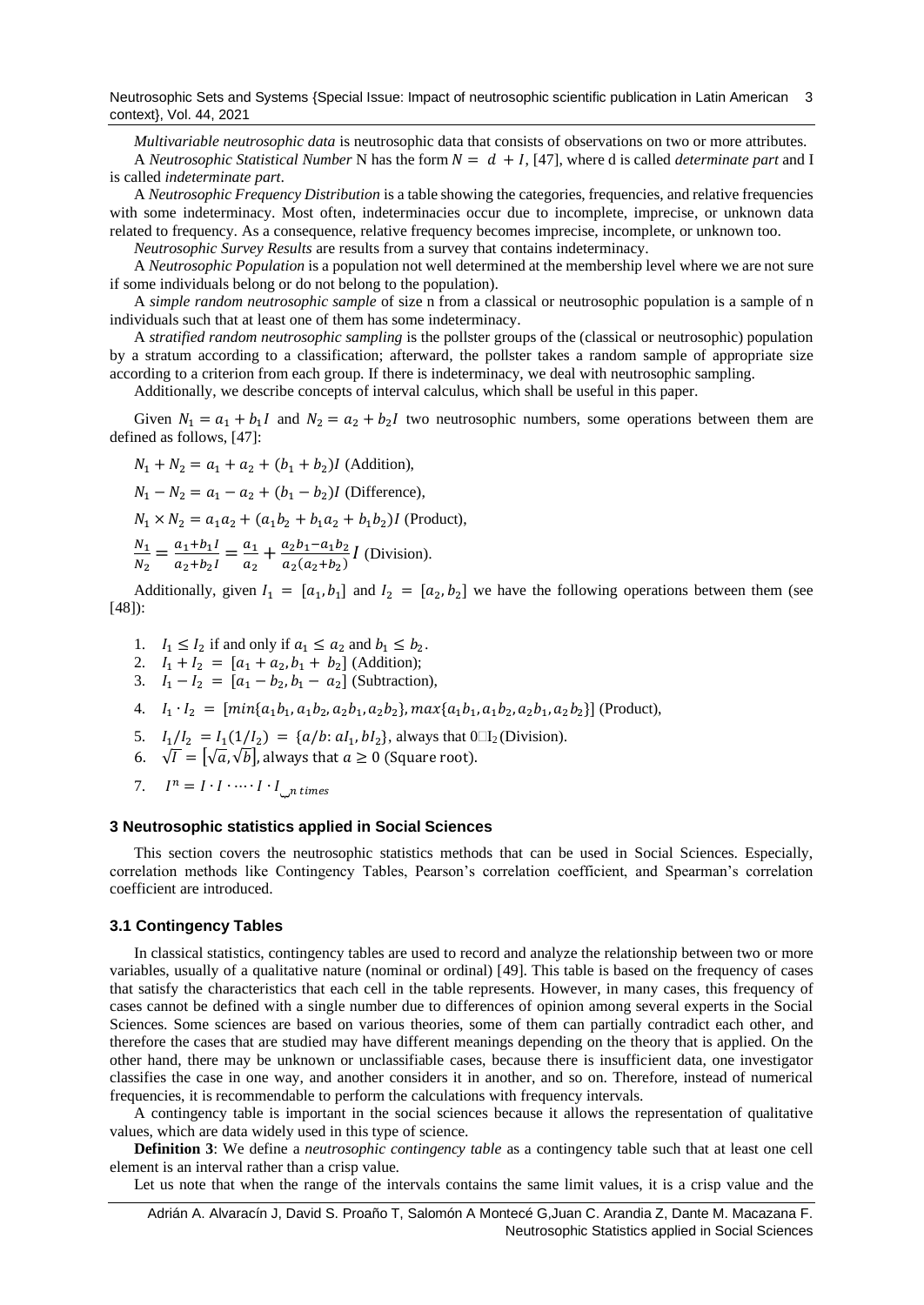*Multivariable neutrosophic data* is neutrosophic data that consists of observations on two or more attributes.

A *Neutrosophic Statistical Number* N has the form $N = d + I$, [47], where d is called *determinate part* and I is called *indeterminate part*.

A *Neutrosophic Frequency Distribution* is a table showing the categories, frequencies, and relative frequencies with some indeterminacy. Most often, indeterminacies occur due to incomplete, imprecise, or unknown data related to frequency. As a consequence, relative frequency becomes imprecise, incomplete, or unknown too.

*Neutrosophic Survey Results* are results from a survey that contains indeterminacy.

A *Neutrosophic Population* is a population not well determined at the membership level where we are not sure if some individuals belong or do not belong to the population).

A *simple random neutrosophic sample* of size n from a classical or neutrosophic population is a sample of n individuals such that at least one of them has some indeterminacy.

A *stratified random neutrosophic sampling* is the pollster groups of the (classical or neutrosophic) population by a stratum according to a classification; afterward, the pollster takes a random sample of appropriate size according to a criterion from each group. If there is indeterminacy, we deal with neutrosophic sampling.

Additionally, we describe concepts of interval calculus, which shall be useful in this paper.

Given $N_1 = a_1 + b_1 I$ and $N_2 = a_2 + b_2 I$ two neutrosophic numbers, some operations between them are defined as follows, [47]:

$N_1 + N_2 = a_1 + a_2 + (b_1 + b_2)I$ (Addition),

$N_1 - N_2 = a_1 - a_2 + (b_1 - b_2)I$ (Difference),

$N_1 \times N_2 = a_1 a_2 + (a_1 b_2 + b_1 a_2 + b_1 b_2)I$ (Product),

$\frac{N_1}{N_2} = \frac{a_1 + b_1 I}{a_2 + b_2 I} = \frac{a_1}{a_2} + \frac{a_2 b_1 - a_1 b_2}{a_2(a_2 + b_2)} I$ (Division).

Additionally, given $I_1 = [a_1, b_1]$ and $I_2 = [a_2, b_2]$ we have the following operations between them (see [48]):

1. $I_1 \leq I_2$ if and only if $a_1 \leq a_2$ and $b_1 \leq b_2$.
2. $I_1 + I_2 = [a_1 + a_2, b_1 + b_2]$ (Addition);
3. $I_1 - I_2 = [a_1 - b_2, b_1 - a_2]$ (Subtraction),
4. $I_1 \cdot I_2 = [min\{a_1 b_1, a_1 b_2, a_2 b_1, a_2 b_2\}, max\{a_1 b_1, a_1 b_2, a_2 b_1, a_2 b_2\}]$ (Product),
5. $I_1 / I_2 = I_1(1/I_2) = \{a/b: aI_1, bI_2\}$, always that $0 \notin I_2$ (Division).
6. $\sqrt{I} = [\sqrt{a}, \sqrt{b}]$, always that $a \geq 0$ (Square root).
7. $I^n = \underbrace{I \cdot I \cdot \cdots \cdot I \cdot I}_{n\ times}$

## 3 Neutrosophic statistics applied in Social Sciences

This section covers the neutrosophic statistics methods that can be used in Social Sciences. Especially, correlation methods like Contingency Tables, Pearson's correlation coefficient, and Spearman's correlation coefficient are introduced.

### 3.1 Contingency Tables

In classical statistics, contingency tables are used to record and analyze the relationship between two or more variables, usually of a qualitative nature (nominal or ordinal) [49]. This table is based on the frequency of cases that satisfy the characteristics that each cell in the table represents. However, in many cases, this frequency of cases cannot be defined with a single number due to differences of opinion among several experts in the Social Sciences. Some sciences are based on various theories, some of them can partially contradict each other, and therefore the cases that are studied may have different meanings depending on the theory that is applied. On the other hand, there may be unknown or unclassifiable cases, because there is insufficient data, one investigator classifies the case in one way, and another considers it in another, and so on. Therefore, instead of numerical frequencies, it is recommendable to perform the calculations with frequency intervals.

A contingency table is important in the social sciences because it allows the representation of qualitative values, which are data widely used in this type of science.

**Definition 3**: We define a *neutrosophic contingency table* as a contingency table such that at least one cell element is an interval rather than a crisp value.

Let us note that when the range of the intervals contains the same limit values, it is a crisp value and the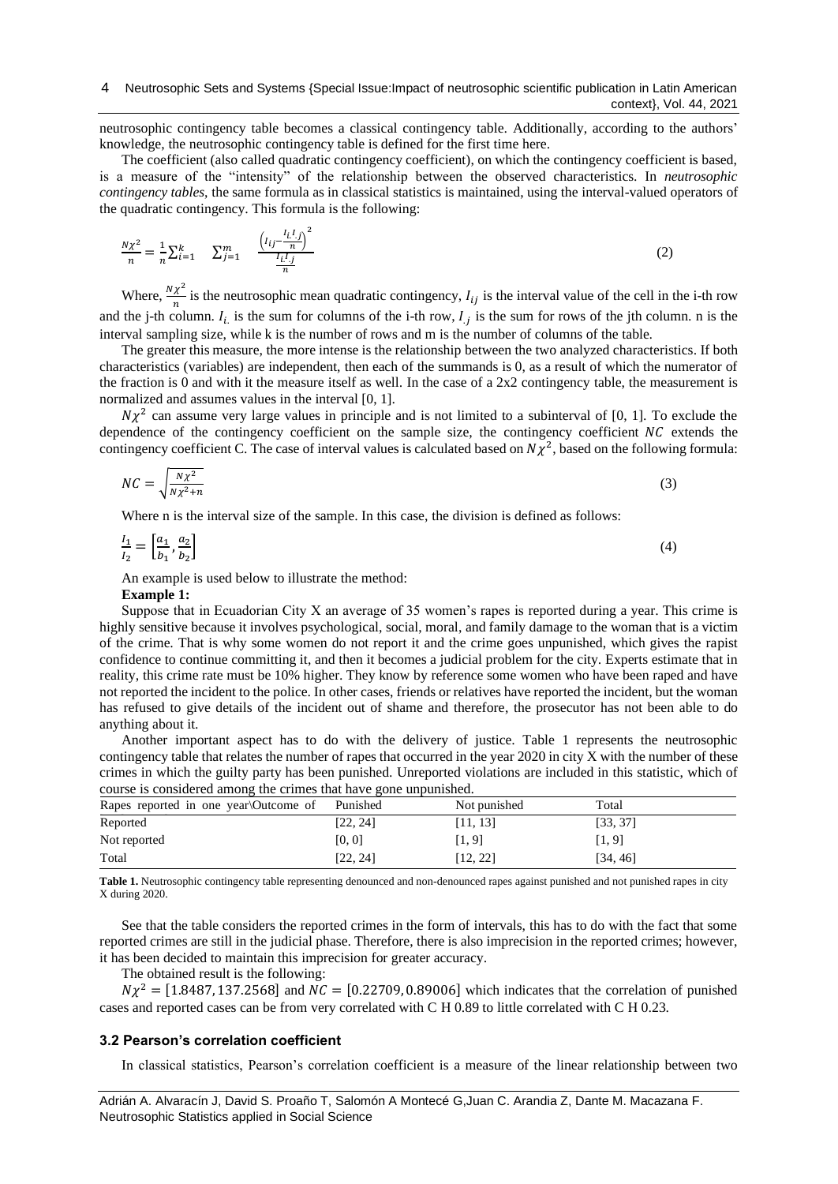neutrosophic contingency table becomes a classical contingency table. Additionally, according to the authors' knowledge, the neutrosophic contingency table is defined for the first time here.

The coefficient (also called quadratic contingency coefficient), on which the contingency coefficient is based, is a measure of the "intensity" of the relationship between the observed characteristics. In *neutrosophic contingency tables*, the same formula as in classical statistics is maintained, using the interval-valued operators of the quadratic contingency. This formula is the following:

$$\frac{N\chi^2}{n} = \frac{1}{n}\sum_{i=1}^{k} \sum_{j=1}^{m} \frac{\left(I_{ij}-\frac{I_{i.}I_{.j}}{n}\right)^2}{\frac{I_{i.}I_{.j}}{n}} \tag{2}$$

Where, $\frac{N\chi^2}{n}$ is the neutrosophic mean quadratic contingency, $I_{ij}$ is the interval value of the cell in the i-th row and the j-th column. $I_{i.}$ is the sum for columns of the i-th row, $I_{.j}$ is the sum for rows of the jth column. n is the interval sampling size, while k is the number of rows and m is the number of columns of the table.

The greater this measure, the more intense is the relationship between the two analyzed characteristics. If both characteristics (variables) are independent, then each of the summands is 0, as a result of which the numerator of the fraction is 0 and with it the measure itself as well. In the case of a 2x2 contingency table, the measurement is normalized and assumes values in the interval [0, 1].

$N\chi^2$ can assume very large values in principle and is not limited to a subinterval of [0, 1]. To exclude the dependence of the contingency coefficient on the sample size, the contingency coefficient $NC$ extends the contingency coefficient C. The case of interval values is calculated based on $N\chi^2$, based on the following formula:

$$NC = \sqrt{\frac{N\chi^2}{N\chi^2+n}} \tag{3}$$

Where n is the interval size of the sample. In this case, the division is defined as follows:

$$\frac{I_1}{I_2} = \left[\frac{a_1}{b_1}, \frac{a_2}{b_2}\right] \tag{4}$$

An example is used below to illustrate the method:

**Example 1:**

Suppose that in Ecuadorian City X an average of 35 women's rapes is reported during a year. This crime is highly sensitive because it involves psychological, social, moral, and family damage to the woman that is a victim of the crime. That is why some women do not report it and the crime goes unpunished, which gives the rapist confidence to continue committing it, and then it becomes a judicial problem for the city. Experts estimate that in reality, this crime rate must be 10% higher. They know by reference some women who have been raped and have not reported the incident to the police. In other cases, friends or relatives have reported the incident, but the woman has refused to give details of the incident out of shame and therefore, the prosecutor has not been able to do anything about it.

Another important aspect has to do with the delivery of justice. Table 1 represents the neutrosophic contingency table that relates the number of rapes that occurred in the year 2020 in city X with the number of these crimes in which the guilty party has been punished. Unreported violations are included in this statistic, which of course is considered among the crimes that have gone unpunished.

| Rapes reported in one year\Outcome of | Punished | Not punished | Total |
|---|---|---|---|
| Reported | [22, 24] | [11, 13] | [33, 37] |
| Not reported | [0, 0] | [1, 9] | [1, 9] |
| Total | [22, 24] | [12, 22] | [34, 46] |

**Table 1.** Neutrosophic contingency table representing denounced and non-denounced rapes against punished and not punished rapes in city X during 2020.

See that the table considers the reported crimes in the form of intervals, this has to do with the fact that some reported crimes are still in the judicial phase. Therefore, there is also imprecision in the reported crimes; however, it has been decided to maintain this imprecision for greater accuracy.

The obtained result is the following:

$N\chi^2 = [1.8487, 137.2568]$ and $NC = [0.22709, 0.89006]$ which indicates that the correlation of punished cases and reported cases can be from very correlated with C H 0.89 to little correlated with C H 0.23.

### 3.2 Pearson's correlation coefficient

In classical statistics, Pearson's correlation coefficient is a measure of the linear relationship between two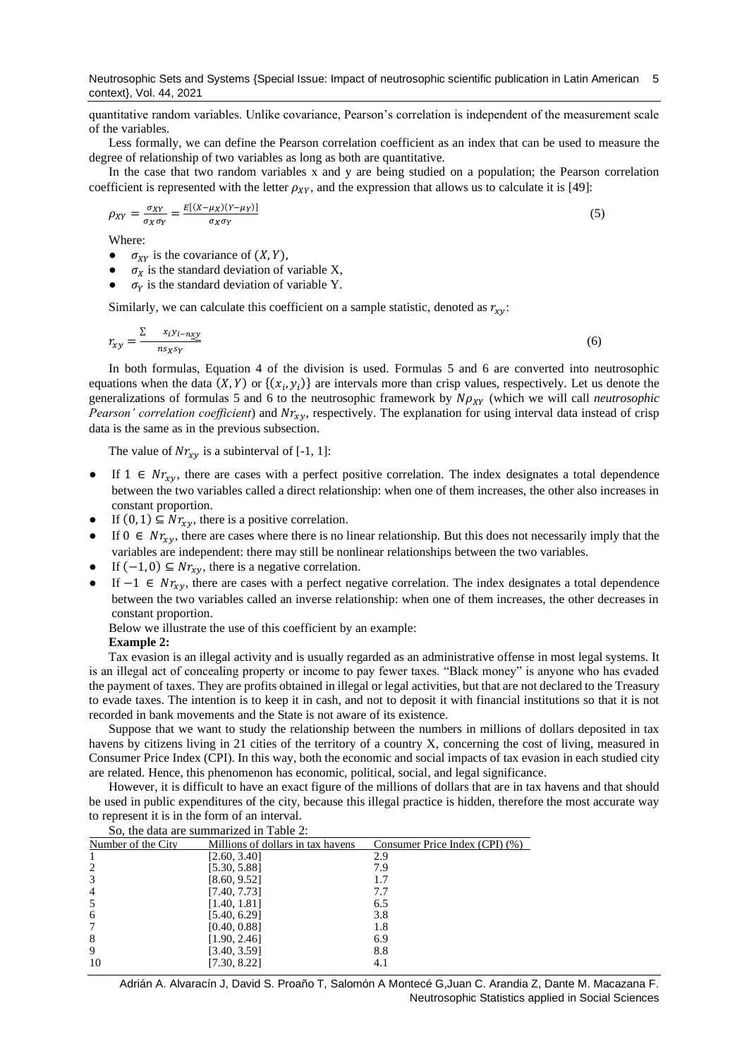quantitative random variables. Unlike covariance, Pearson's correlation is independent of the measurement scale of the variables.

Less formally, we can define the Pearson correlation coefficient as an index that can be used to measure the degree of relationship of two variables as long as both are quantitative.

In the case that two random variables x and y are being studied on a population; the Pearson correlation coefficient is represented with the letter $\rho_{XY}$, and the expression that allows us to calculate it is [49]:

$$\rho_{XY} = \frac{\sigma_{XY}}{\sigma_X \sigma_Y} = \frac{E[(X-\mu_X)(Y-\mu_Y)]}{\sigma_X \sigma_Y} \tag{5}$$

Where:

- $\sigma_{XY}$ is the covariance of $(X, Y)$,
- $\sigma_X$ is the standard deviation of variable X,
- $\sigma_Y$ is the standard deviation of variable Y.

Similarly, we can calculate this coefficient on a sample statistic, denoted as $r_{xy}$:

$$r_{xy} = \frac{\sum x_i y_i - n\bar{x}\bar{y}}{n s_X s_Y} \tag{6}$$

In both formulas, Equation 4 of the division is used. Formulas 5 and 6 are converted into neutrosophic equations when the data $(X, Y)$ or $\{(x_i, y_i)\}$ are intervals more than crisp values, respectively. Let us denote the generalizations of formulas 5 and 6 to the neutrosophic framework by $N\rho_{XY}$ (which we will call *neutrosophic Pearson' correlation coefficient*) and $Nr_{xy}$, respectively. The explanation for using interval data instead of crisp data is the same as in the previous subsection.

The value of $Nr_{xy}$ is a subinterval of [-1, 1]:

- If $1 \in Nr_{xy}$, there are cases with a perfect positive correlation. The index designates a total dependence between the two variables called a direct relationship: when one of them increases, the other also increases in constant proportion.
- If $(0, 1) \subseteq Nr_{xy}$, there is a positive correlation.
- If $0 \in Nr_{xy}$, there are cases where there is no linear relationship. But this does not necessarily imply that the variables are independent: there may still be nonlinear relationships between the two variables.
- If $(-1, 0) \subseteq Nr_{xy}$, there is a negative correlation.
- If $-1 \in Nr_{xy}$, there are cases with a perfect negative correlation. The index designates a total dependence between the two variables called an inverse relationship: when one of them increases, the other decreases in constant proportion.

Below we illustrate the use of this coefficient by an example:

**Example 2:**

Tax evasion is an illegal activity and is usually regarded as an administrative offense in most legal systems. It is an illegal act of concealing property or income to pay fewer taxes. "Black money" is anyone who has evaded the payment of taxes. They are profits obtained in illegal or legal activities, but that are not declared to the Treasury to evade taxes. The intention is to keep it in cash, and not to deposit it with financial institutions so that it is not recorded in bank movements and the State is not aware of its existence.

Suppose that we want to study the relationship between the numbers in millions of dollars deposited in tax havens by citizens living in 21 cities of the territory of a country X, concerning the cost of living, measured in Consumer Price Index (CPI). In this way, both the economic and social impacts of tax evasion in each studied city are related. Hence, this phenomenon has economic, political, social, and legal significance.

However, it is difficult to have an exact figure of the millions of dollars that are in tax havens and that should be used in public expenditures of the city, because this illegal practice is hidden, therefore the most accurate way to represent it is in the form of an interval.

So, the data are summarized in Table 2:

| Number of the City | Millions of dollars in tax havens | Consumer Price Index (CPI) (%) |
|---|---|---|
| 1 | [2.60, 3.40] | 2.9 |
| 2 | [5.30, 5.88] | 7.9 |
| 3 | [8.60, 9.52] | 1.7 |
| 4 | [7.40, 7.73] | 7.7 |
| 5 | [1.40, 1.81] | 6.5 |
| 6 | [5.40, 6.29] | 3.8 |
| 7 | [0.40, 0.88] | 1.8 |
| 8 | [1.90, 2.46] | 6.9 |
| 9 | [3.40, 3.59] | 8.8 |
| 10 | [7.30, 8.22] | 4.1 |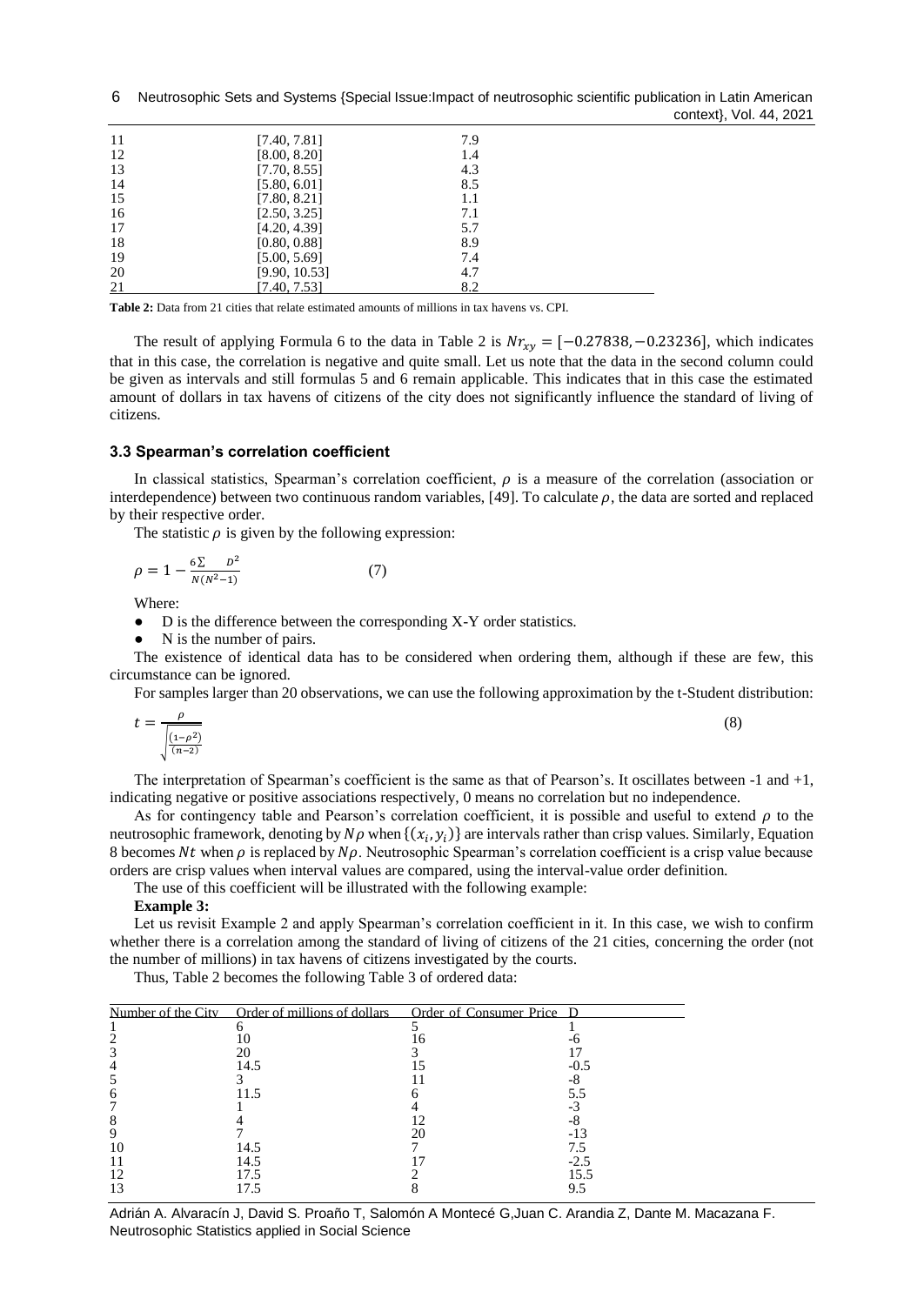| | | |
|---|---|---|
| 11 | [7.40, 7.81] | 7.9 |
| 12 | [8.00, 8.20] | 1.4 |
| 13 | [7.70, 8.55] | 4.3 |
| 14 | [5.80, 6.01] | 8.5 |
| 15 | [7.80, 8.21] | 1.1 |
| 16 | [2.50, 3.25] | 7.1 |
| 17 | [4.20, 4.39] | 5.7 |
| 18 | [0.80, 0.88] | 8.9 |
| 19 | [5.00, 5.69] | 7.4 |
| 20 | [9.90, 10.53] | 4.7 |
| 21 | [7.40, 7.53] | 8.2 |

**Table 2:** Data from 21 cities that relate estimated amounts of millions in tax havens vs. CPI.

The result of applying Formula 6 to the data in Table 2 is $Nr_{xy} = [-0.27838, -0.23236]$, which indicates that in this case, the correlation is negative and quite small. Let us note that the data in the second column could be given as intervals and still formulas 5 and 6 remain applicable. This indicates that in this case the estimated amount of dollars in tax havens of citizens of the city does not significantly influence the standard of living of citizens.

### 3.3 Spearman's correlation coefficient

In classical statistics, Spearman's correlation coefficient, $\rho$ is a measure of the correlation (association or interdependence) between two continuous random variables, [49]. To calculate $\rho$, the data are sorted and replaced by their respective order.

The statistic $\rho$ is given by the following expression:

$$\rho = 1 - \frac{6\sum D^2}{N(N^2-1)} \qquad (7)$$

Where:

- D is the difference between the corresponding X-Y order statistics.
- N is the number of pairs.

The existence of identical data has to be considered when ordering them, although if these are few, this circumstance can be ignored.

For samples larger than 20 observations, we can use the following approximation by the t-Student distribution:

$$t = \frac{\rho}{\sqrt{\frac{(1-\rho^2)}{(n-2)}}} \qquad (8)$$

The interpretation of Spearman's coefficient is the same as that of Pearson's. It oscillates between -1 and +1, indicating negative or positive associations respectively, 0 means no correlation but no independence.

As for contingency table and Pearson's correlation coefficient, it is possible and useful to extend $\rho$ to the neutrosophic framework, denoting by $N\rho$ when $\{(x_i, y_i)\}$ are intervals rather than crisp values. Similarly, Equation 8 becomes $Nt$ when $\rho$ is replaced by $N\rho$. Neutrosophic Spearman's correlation coefficient is a crisp value because orders are crisp values when interval values are compared, using the interval-value order definition.

The use of this coefficient will be illustrated with the following example:

**Example 3:**

Let us revisit Example 2 and apply Spearman's correlation coefficient in it. In this case, we wish to confirm whether there is a correlation among the standard of living of citizens of the 21 cities, concerning the order (not the number of millions) in tax havens of citizens investigated by the courts.

Thus, Table 2 becomes the following Table 3 of ordered data:

| Number of the City | Order of millions of dollars | Order of Consumer Price | D |
|---|---|---|---|
| 1 | 6 | 5 | 1 |
| 2 | 10 | 16 | -6 |
| 3 | 20 | 3 | 17 |
| 4 | 14.5 | 15 | -0.5 |
| 5 | 3 | 11 | -8 |
| 6 | 11.5 | 6 | 5.5 |
| 7 | 1 | 4 | -3 |
| 8 | 4 | 12 | -8 |
| 9 | 7 | 20 | -13 |
| 10 | 14.5 | 7 | 7.5 |
| 11 | 14.5 | 17 | -2.5 |
| 12 | 17.5 | 2 | 15.5 |
| 13 | 17.5 | 8 | 9.5 |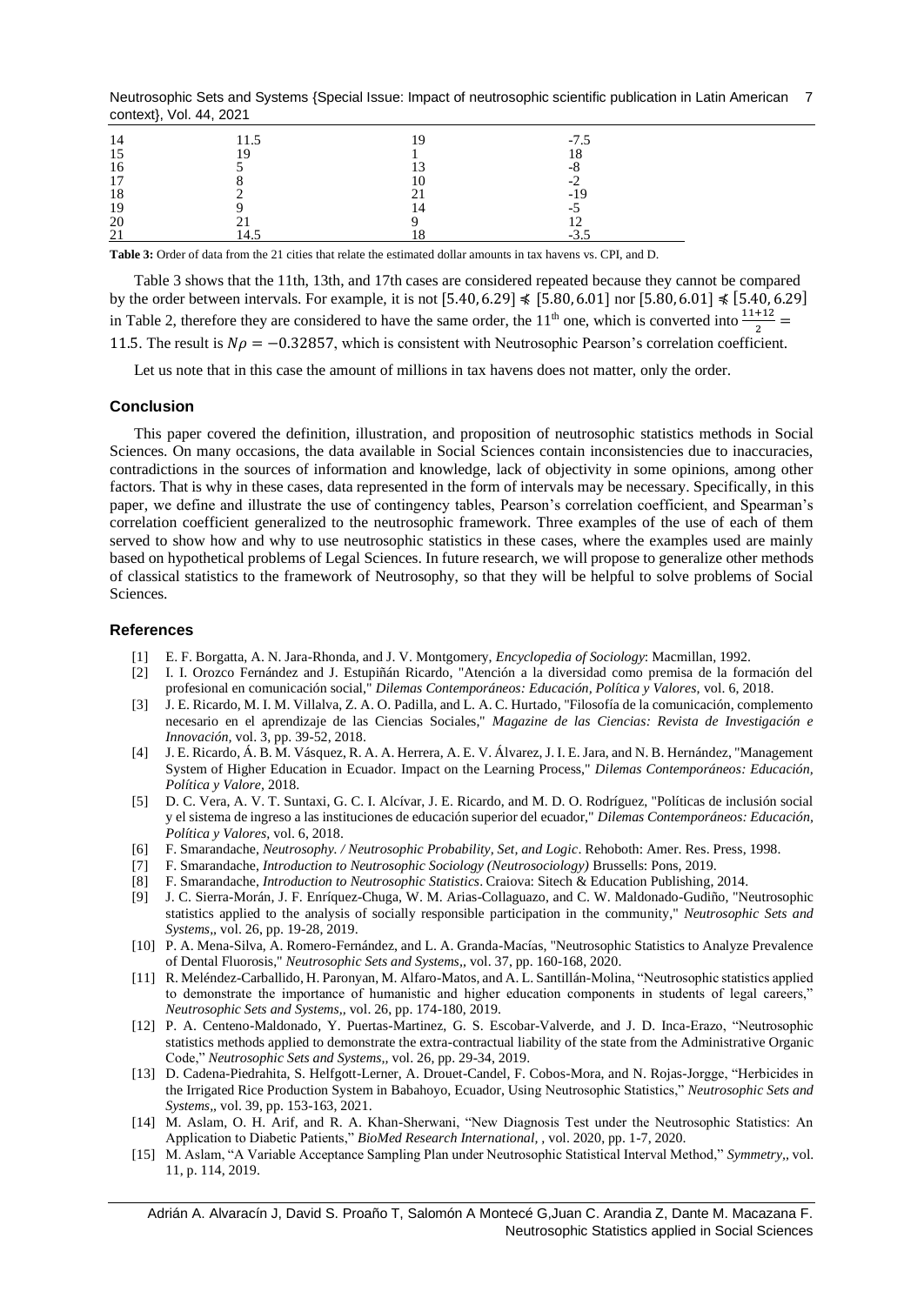| 14 | 11.5 | 19 | -7.5 |
|---|---|---|---|
| 15 | 19 | 1 | 18 |
| 16 | 5 | 13 | -8 |
| 17 | 8 | 10 | -2 |
| 18 | 2 | 21 | -19 |
| 19 | 9 | 14 | -5 |
| 20 | 21 | 9 | 12 |
| 21 | 14.5 | 18 | -3.5 |

**Table 3:** Order of data from the 21 cities that relate the estimated dollar amounts in tax havens vs. CPI, and D.

Table 3 shows that the 11th, 13th, and 17th cases are considered repeated because they cannot be compared by the order between intervals. For example, it is not $[5.40, 6.29] \preccurlyeq [5.80, 6.01]$ nor $[5.80, 6.01] \preccurlyeq [5.40, 6.29]$ in Table 2, therefore they are considered to have the same order, the 11th one, which is converted into $\frac{11+12}{2} = 11.5$. The result is $N\rho = -0.32857$, which is consistent with Neutrosophic Pearson's correlation coefficient.

Let us note that in this case the amount of millions in tax havens does not matter, only the order.

## Conclusion

This paper covered the definition, illustration, and proposition of neutrosophic statistics methods in Social Sciences. On many occasions, the data available in Social Sciences contain inconsistencies due to inaccuracies, contradictions in the sources of information and knowledge, lack of objectivity in some opinions, among other factors. That is why in these cases, data represented in the form of intervals may be necessary. Specifically, in this paper, we define and illustrate the use of contingency tables, Pearson's correlation coefficient, and Spearman's correlation coefficient generalized to the neutrosophic framework. Three examples of the use of each of them served to show how and why to use neutrosophic statistics in these cases, where the examples used are mainly based on hypothetical problems of Legal Sciences. In future research, we will propose to generalize other methods of classical statistics to the framework of Neutrosophy, so that they will be helpful to solve problems of Social Sciences.

## References

[1] E. F. Borgatta, A. N. Jara-Rhonda, and J. V. Montgomery, *Encyclopedia of Sociology*: Macmillan, 1992.

[2] I. I. Orozco Fernández and J. Estupiñán Ricardo, "Atención a la diversidad como premisa de la formación del profesional en comunicación social," *Dilemas Contemporáneos: Educación, Política y Valores,* vol. 6, 2018.

[3] J. E. Ricardo, M. I. M. Villalva, Z. A. O. Padilla, and L. A. C. Hurtado, "Filosofía de la comunicación, complemento necesario en el aprendizaje de las Ciencias Sociales," *Magazine de las Ciencias: Revista de Investigación e Innovación,* vol. 3, pp. 39-52, 2018.

[4] J. E. Ricardo, Á. B. M. Vásquez, R. A. A. Herrera, A. E. V. Álvarez, J. I. E. Jara, and N. B. Hernández, "Management System of Higher Education in Ecuador. Impact on the Learning Process," *Dilemas Contemporáneos: Educación, Política y Valore,* 2018.

[5] D. C. Vera, A. V. T. Suntaxi, G. C. I. Alcívar, J. E. Ricardo, and M. D. O. Rodríguez, "Políticas de inclusión social y el sistema de ingreso a las instituciones de educación superior del ecuador," *Dilemas Contemporáneos: Educación, Política y Valores,* vol. 6, 2018.

[6] F. Smarandache, *Neutrosophy. / Neutrosophic Probability, Set, and Logic*. Rehoboth: Amer. Res. Press, 1998.

[7] F. Smarandache, *Introduction to Neutrosophic Sociology (Neutrosociology)* Brussells: Pons, 2019.

[8] F. Smarandache, *Introduction to Neutrosophic Statistics*. Craiova: Sitech & Education Publishing, 2014.

[9] J. C. Sierra-Morán, J. F. Enríquez-Chuga, W. M. Arias-Collaguazo, and C. W. Maldonado-Gudiño, "Neutrosophic statistics applied to the analysis of socially responsible participation in the community," *Neutrosophic Sets and Systems,*, vol. 26, pp. 19-28, 2019.

[10] P. A. Mena-Silva, A. Romero-Fernández, and L. A. Granda-Macías, "Neutrosophic Statistics to Analyze Prevalence of Dental Fluorosis," *Neutrosophic Sets and Systems,*, vol. 37, pp. 160-168, 2020.

[11] R. Meléndez-Carballido, H. Paronyan, M. Alfaro-Matos, and A. L. Santillán-Molina, "Neutrosophic statistics applied to demonstrate the importance of humanistic and higher education components in students of legal careers," *Neutrosophic Sets and Systems,*, vol. 26, pp. 174-180, 2019.

[12] P. A. Centeno-Maldonado, Y. Puertas-Martinez, G. S. Escobar-Valverde, and J. D. Inca-Erazo, "Neutrosophic statistics methods applied to demonstrate the extra-contractual liability of the state from the Administrative Organic Code," *Neutrosophic Sets and Systems,*, vol. 26, pp. 29-34, 2019.

[13] D. Cadena-Piedrahita, S. Helfgott-Lerner, A. Drouet-Candel, F. Cobos-Mora, and N. Rojas-Jorgge, "Herbicides in the Irrigated Rice Production System in Babahoyo, Ecuador, Using Neutrosophic Statistics," *Neutrosophic Sets and Systems,*, vol. 39, pp. 153-163, 2021.

[14] M. Aslam, O. H. Arif, and R. A. Khan-Sherwani, "New Diagnosis Test under the Neutrosophic Statistics: An Application to Diabetic Patients," *BioMed Research International,* , vol. 2020, pp. 1-7, 2020.

[15] M. Aslam, "A Variable Acceptance Sampling Plan under Neutrosophic Statistical Interval Method," *Symmetry,*, vol. 11, p. 114, 2019.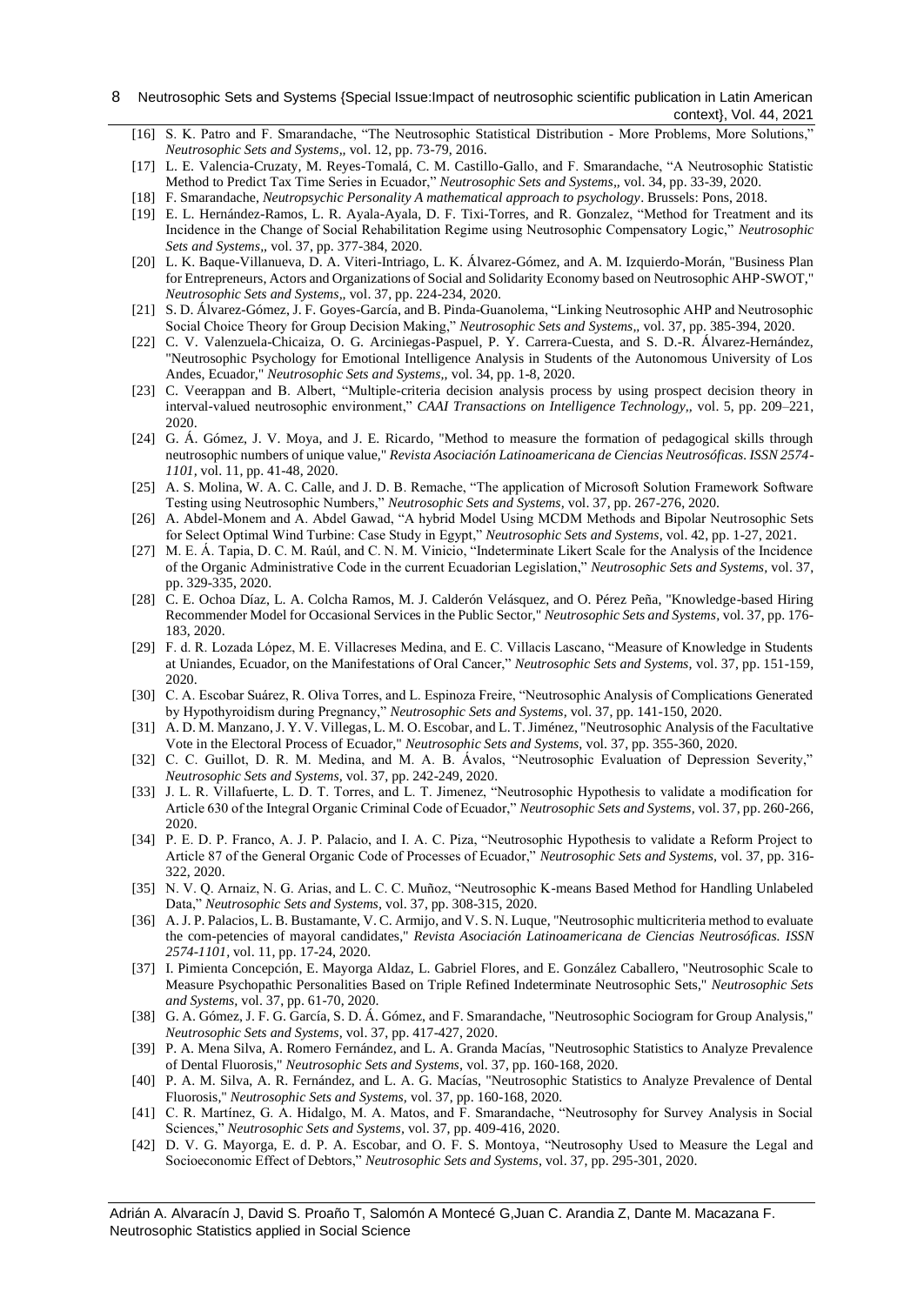[16] S. K. Patro and F. Smarandache, "The Neutrosophic Statistical Distribution - More Problems, More Solutions," *Neutrosophic Sets and Systems,*, vol. 12, pp. 73-79, 2016.

[17] L. E. Valencia-Cruzaty, M. Reyes-Tomalá, C. M. Castillo-Gallo, and F. Smarandache, "A Neutrosophic Statistic Method to Predict Tax Time Series in Ecuador," *Neutrosophic Sets and Systems,*, vol. 34, pp. 33-39, 2020.

[18] F. Smarandache, *Neutropsychic Personality A mathematical approach to psychology*. Brussels: Pons, 2018.

[19] E. L. Hernández-Ramos, L. R. Ayala-Ayala, D. F. Tixi-Torres, and R. Gonzalez, "Method for Treatment and its Incidence in the Change of Social Rehabilitation Regime using Neutrosophic Compensatory Logic," *Neutrosophic Sets and Systems,*, vol. 37, pp. 377-384, 2020.

[20] L. K. Baque-Villanueva, D. A. Viteri-Intriago, L. K. Álvarez-Gómez, and A. M. Izquierdo-Morán, "Business Plan for Entrepreneurs, Actors and Organizations of Social and Solidarity Economy based on Neutrosophic AHP-SWOT," *Neutrosophic Sets and Systems,*, vol. 37, pp. 224-234, 2020.

[21] S. D. Álvarez-Gómez, J. F. Goyes-García, and B. Pinda-Guanolema, "Linking Neutrosophic AHP and Neutrosophic Social Choice Theory for Group Decision Making," *Neutrosophic Sets and Systems,*, vol. 37, pp. 385-394, 2020.

[22] C. V. Valenzuela-Chicaiza, O. G. Arciniegas-Paspuel, P. Y. Carrera-Cuesta, and S. D.-R. Álvarez-Hernández, "Neutrosophic Psychology for Emotional Intelligence Analysis in Students of the Autonomous University of Los Andes, Ecuador," *Neutrosophic Sets and Systems,*, vol. 34, pp. 1-8, 2020.

[23] C. Veerappan and B. Albert, "Multiple-criteria decision analysis process by using prospect decision theory in interval-valued neutrosophic environment," *CAAI Transactions on Intelligence Technology,*, vol. 5, pp. 209–221, 2020.

[24] G. Á. Gómez, J. V. Moya, and J. E. Ricardo, "Method to measure the formation of pedagogical skills through neutrosophic numbers of unique value," *Revista Asociación Latinoamericana de Ciencias Neutrosóficas. ISSN 2574-1101,* vol. 11, pp. 41-48, 2020.

[25] A. S. Molina, W. A. C. Calle, and J. D. B. Remache, "The application of Microsoft Solution Framework Software Testing using Neutrosophic Numbers," *Neutrosophic Sets and Systems,* vol. 37, pp. 267-276, 2020.

[26] A. Abdel-Monem and A. Abdel Gawad, "A hybrid Model Using MCDM Methods and Bipolar Neutrosophic Sets for Select Optimal Wind Turbine: Case Study in Egypt," *Neutrosophic Sets and Systems,* vol. 42, pp. 1-27, 2021.

[27] M. E. Á. Tapia, D. C. M. Raúl, and C. N. M. Vinicio, "Indeterminate Likert Scale for the Analysis of the Incidence of the Organic Administrative Code in the current Ecuadorian Legislation," *Neutrosophic Sets and Systems,* vol. 37, pp. 329-335, 2020.

[28] C. E. Ochoa Díaz, L. A. Colcha Ramos, M. J. Calderón Velásquez, and O. Pérez Peña, "Knowledge-based Hiring Recommender Model for Occasional Services in the Public Sector," *Neutrosophic Sets and Systems,* vol. 37, pp. 176-183, 2020.

[29] F. d. R. Lozada López, M. E. Villacreses Medina, and E. C. Villacis Lascano, "Measure of Knowledge in Students at Uniandes, Ecuador, on the Manifestations of Oral Cancer," *Neutrosophic Sets and Systems,* vol. 37, pp. 151-159, 2020.

[30] C. A. Escobar Suárez, R. Oliva Torres, and L. Espinoza Freire, "Neutrosophic Analysis of Complications Generated by Hypothyroidism during Pregnancy," *Neutrosophic Sets and Systems,* vol. 37, pp. 141-150, 2020.

[31] A. D. M. Manzano, J. Y. V. Villegas, L. M. O. Escobar, and L. T. Jiménez, "Neutrosophic Analysis of the Facultative Vote in the Electoral Process of Ecuador," *Neutrosophic Sets and Systems,* vol. 37, pp. 355-360, 2020.

[32] C. C. Guillot, D. R. M. Medina, and M. A. B. Ávalos, "Neutrosophic Evaluation of Depression Severity," *Neutrosophic Sets and Systems,* vol. 37, pp. 242-249, 2020.

[33] J. L. R. Villafuerte, L. D. T. Torres, and L. T. Jimenez, "Neutrosophic Hypothesis to validate a modification for Article 630 of the Integral Organic Criminal Code of Ecuador," *Neutrosophic Sets and Systems,* vol. 37, pp. 260-266, 2020.

[34] P. E. D. P. Franco, A. J. P. Palacio, and I. A. C. Piza, "Neutrosophic Hypothesis to validate a Reform Project to Article 87 of the General Organic Code of Processes of Ecuador," *Neutrosophic Sets and Systems,* vol. 37, pp. 316-322, 2020.

[35] N. V. Q. Arnaiz, N. G. Arias, and L. C. C. Muñoz, "Neutrosophic K-means Based Method for Handling Unlabeled Data," *Neutrosophic Sets and Systems,* vol. 37, pp. 308-315, 2020.

[36] A. J. P. Palacios, L. B. Bustamante, V. C. Armijo, and V. S. N. Luque, "Neutrosophic multicriteria method to evaluate the com-petencies of mayoral candidates," *Revista Asociación Latinoamericana de Ciencias Neutrosóficas. ISSN 2574-1101,* vol. 11, pp. 17-24, 2020.

[37] I. Pimienta Concepción, E. Mayorga Aldaz, L. Gabriel Flores, and E. González Caballero, "Neutrosophic Scale to Measure Psychopathic Personalities Based on Triple Refined Indeterminate Neutrosophic Sets," *Neutrosophic Sets and Systems,* vol. 37, pp. 61-70, 2020.

[38] G. A. Gómez, J. F. G. García, S. D. Á. Gómez, and F. Smarandache, "Neutrosophic Sociogram for Group Analysis," *Neutrosophic Sets and Systems,* vol. 37, pp. 417-427, 2020.

[39] P. A. Mena Silva, A. Romero Fernández, and L. A. Granda Macías, "Neutrosophic Statistics to Analyze Prevalence of Dental Fluorosis," *Neutrosophic Sets and Systems,* vol. 37, pp. 160-168, 2020.

[40] P. A. M. Silva, A. R. Fernández, and L. A. G. Macías, "Neutrosophic Statistics to Analyze Prevalence of Dental Fluorosis," *Neutrosophic Sets and Systems,* vol. 37, pp. 160-168, 2020.

[41] C. R. Martínez, G. A. Hidalgo, M. A. Matos, and F. Smarandache, "Neutrosophy for Survey Analysis in Social Sciences," *Neutrosophic Sets and Systems,* vol. 37, pp. 409-416, 2020.

[42] D. V. G. Mayorga, E. d. P. A. Escobar, and O. F. S. Montoya, "Neutrosophy Used to Measure the Legal and Socioeconomic Effect of Debtors," *Neutrosophic Sets and Systems,* vol. 37, pp. 295-301, 2020.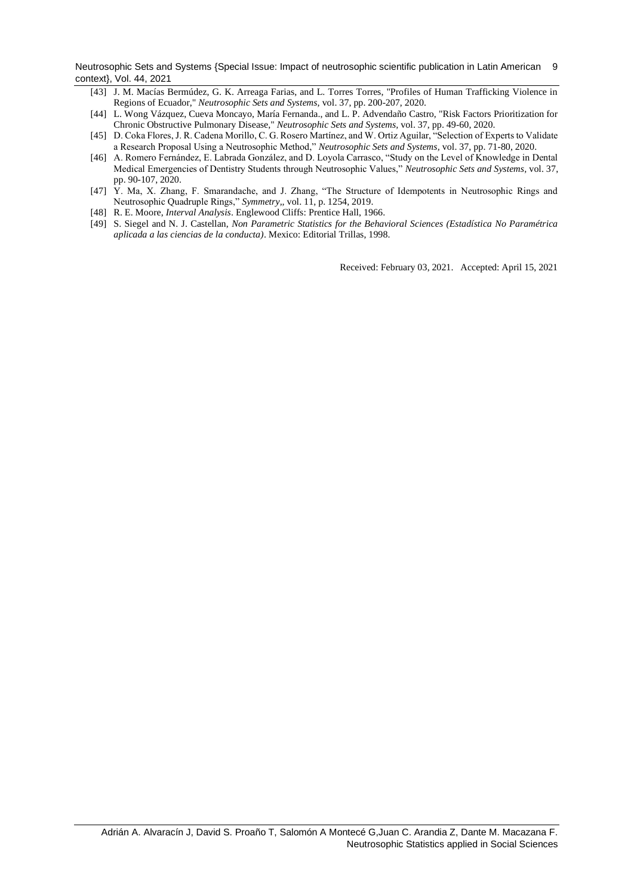[43] J. M. Macías Bermúdez, G. K. Arreaga Farias, and L. Torres Torres, "Profiles of Human Trafficking Violence in Regions of Ecuador," *Neutrosophic Sets and Systems,* vol. 37, pp. 200-207, 2020.

[44] L. Wong Vázquez, Cueva Moncayo, María Fernanda., and L. P. Advendaño Castro, "Risk Factors Prioritization for Chronic Obstructive Pulmonary Disease," *Neutrosophic Sets and Systems,* vol. 37, pp. 49-60, 2020.

[45] D. Coka Flores, J. R. Cadena Morillo, C. G. Rosero Martínez, and W. Ortiz Aguilar, "Selection of Experts to Validate a Research Proposal Using a Neutrosophic Method," *Neutrosophic Sets and Systems,* vol. 37, pp. 71-80, 2020.

[46] A. Romero Fernández, E. Labrada González, and D. Loyola Carrasco, "Study on the Level of Knowledge in Dental Medical Emergencies of Dentistry Students through Neutrosophic Values," *Neutrosophic Sets and Systems,* vol. 37, pp. 90-107, 2020.

[47] Y. Ma, X. Zhang, F. Smarandache, and J. Zhang, "The Structure of Idempotents in Neutrosophic Rings and Neutrosophic Quadruple Rings," *Symmetry,*, vol. 11, p. 1254, 2019.

[48] R. E. Moore, *Interval Analysis*. Englewood Cliffs: Prentice Hall, 1966.

[49] S. Siegel and N. J. Castellan, *Non Parametric Statistics for the Behavioral Sciences (Estadística No Paramétrica aplicada a las ciencias de la conducta)*. Mexico: Editorial Trillas, 1998.

Received: February 03, 2021. Accepted: April 15, 2021